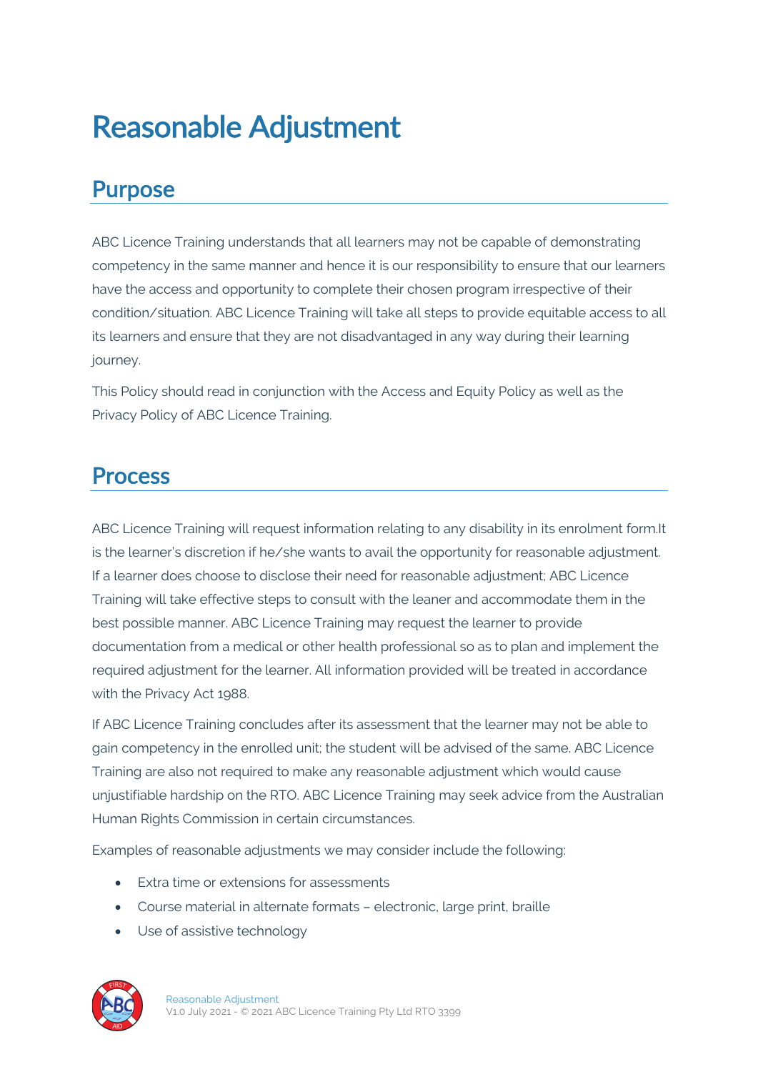# Reasonable Adjustment

## Purpose

ABC Licence Training understands that all learners may not be capable of demonstrating competency in the same manner and hence it is our responsibility to ensure that our learners have the access and opportunity to complete their chosen program irrespective of their condition/situation. ABC Licence Training will take all steps to provide equitable access to all its learners and ensure that they are not disadvantaged in any way during their learning journey.

This Policy should read in conjunction with the Access and Equity Policy as well as the Privacy Policy of ABC Licence Training.

## Process

ABC Licence Training will request information relating to any disability in its enrolment form.It is the learner's discretion if he/she wants to avail the opportunity for reasonable adjustment. If a learner does choose to disclose their need for reasonable adjustment; ABC Licence Training will take effective steps to consult with the leaner and accommodate them in the best possible manner. ABC Licence Training may request the learner to provide documentation from a medical or other health professional so as to plan and implement the required adjustment for the learner. All information provided will be treated in accordance with the Privacy Act 1988.

If ABC Licence Training concludes after its assessment that the learner may not be able to gain competency in the enrolled unit; the student will be advised of the same. ABC Licence Training are also not required to make any reasonable adjustment which would cause unjustifiable hardship on the RTO. ABC Licence Training may seek advice from the Australian Human Rights Commission in certain circumstances.

Examples of reasonable adjustments we may consider include the following:

- Extra time or extensions for assessments
- Course material in alternate formats – electronic, large print, braille
- Use of assistive technology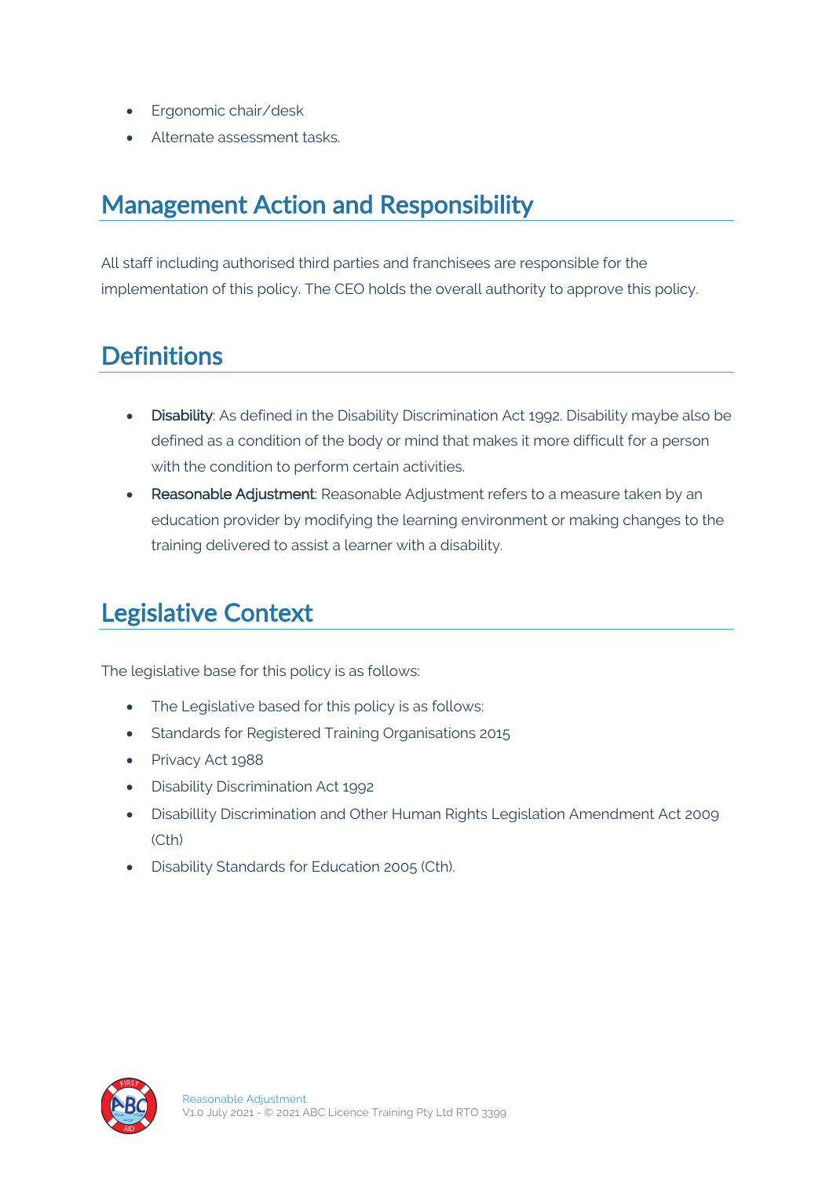- Ergonomic chair/desk
- Alternate assessment tasks.

## Management Action and Responsibility

All staff including authorised third parties and franchisees are responsible for the implementation of this policy. The CEO holds the overall authority to approve this policy.

## Definitions

- **Disability**: As defined in the Disability Discrimination Act 1992. Disability maybe also be defined as a condition of the body or mind that makes it more difficult for a person with the condition to perform certain activities.
- **Reasonable Adjustment**: Reasonable Adjustment refers to a measure taken by an education provider by modifying the learning environment or making changes to the training delivered to assist a learner with a disability.

## Legislative Context

The legislative base for this policy is as follows:

- The Legislative based for this policy is as follows:
- Standards for Registered Training Organisations 2015
- Privacy Act 1988
- Disability Discrimination Act 1992
- Disabillity Discrimination and Other Human Rights Legislation Amendment Act 2009 (Cth)
- Disability Standards for Education 2005 (Cth).